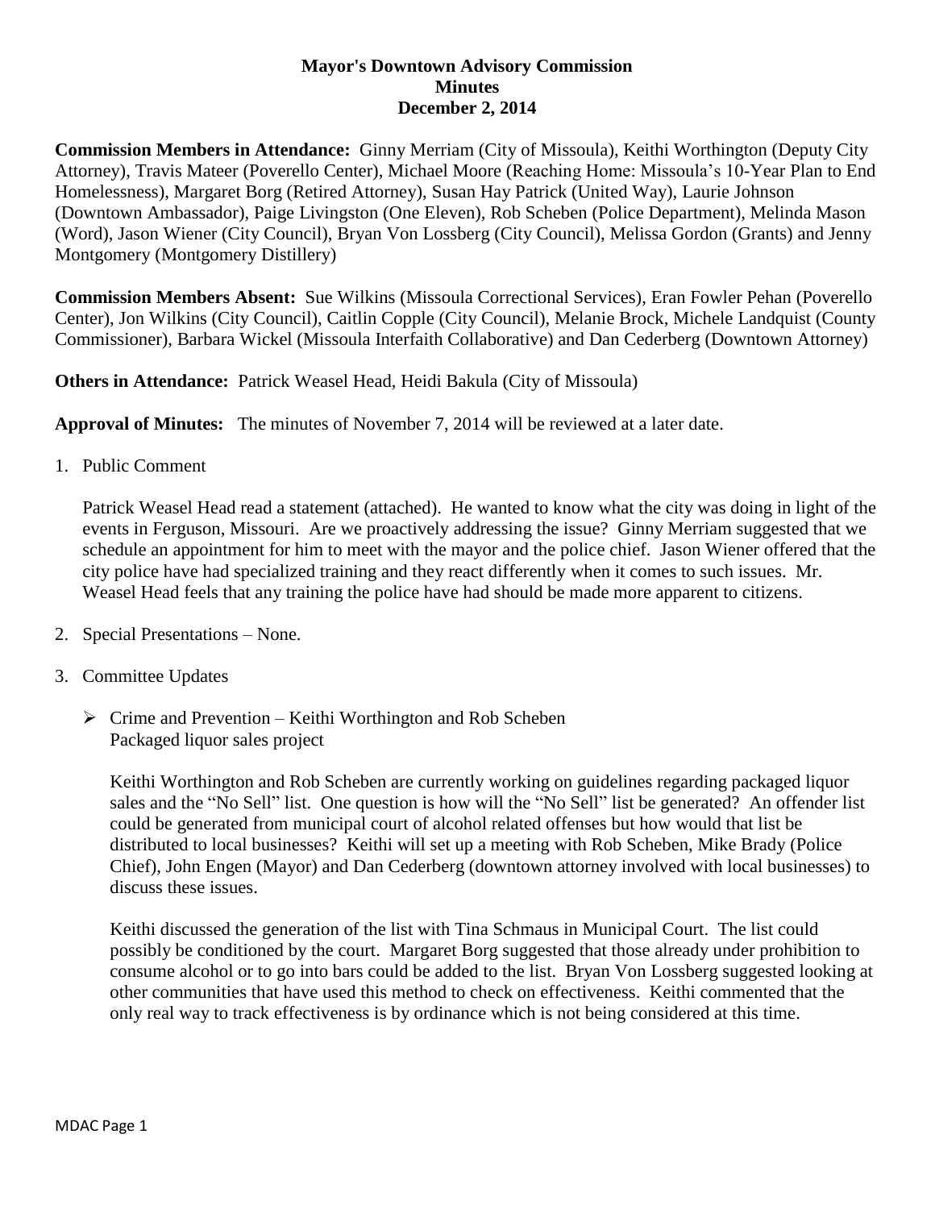**Mayor's Downtown Advisory Commission**
**Minutes**
**December 2, 2014**

**Commission Members in Attendance:** Ginny Merriam (City of Missoula), Keithi Worthington (Deputy City Attorney), Travis Mateer (Poverello Center), Michael Moore (Reaching Home: Missoula's 10-Year Plan to End Homelessness), Margaret Borg (Retired Attorney), Susan Hay Patrick (United Way), Laurie Johnson (Downtown Ambassador), Paige Livingston (One Eleven), Rob Scheben (Police Department), Melinda Mason (Word), Jason Wiener (City Council), Bryan Von Lossberg (City Council), Melissa Gordon (Grants) and Jenny Montgomery (Montgomery Distillery)

**Commission Members Absent:** Sue Wilkins (Missoula Correctional Services), Eran Fowler Pehan (Poverello Center), Jon Wilkins (City Council), Caitlin Copple (City Council), Melanie Brock, Michele Landquist (County Commissioner), Barbara Wickel (Missoula Interfaith Collaborative) and Dan Cederberg (Downtown Attorney)

**Others in Attendance:** Patrick Weasel Head, Heidi Bakula (City of Missoula)

**Approval of Minutes:** The minutes of November 7, 2014 will be reviewed at a later date.

1. Public Comment

   Patrick Weasel Head read a statement (attached). He wanted to know what the city was doing in light of the events in Ferguson, Missouri. Are we proactively addressing the issue? Ginny Merriam suggested that we schedule an appointment for him to meet with the mayor and the police chief. Jason Wiener offered that the city police have had specialized training and they react differently when it comes to such issues. Mr. Weasel Head feels that any training the police have had should be made more apparent to citizens.

2. Special Presentations – None.

3. Committee Updates

   - Crime and Prevention – Keithi Worthington and Rob Scheben
     Packaged liquor sales project

     Keithi Worthington and Rob Scheben are currently working on guidelines regarding packaged liquor sales and the "No Sell" list. One question is how will the "No Sell" list be generated? An offender list could be generated from municipal court of alcohol related offenses but how would that list be distributed to local businesses? Keithi will set up a meeting with Rob Scheben, Mike Brady (Police Chief), John Engen (Mayor) and Dan Cederberg (downtown attorney involved with local businesses) to discuss these issues.

     Keithi discussed the generation of the list with Tina Schmaus in Municipal Court. The list could possibly be conditioned by the court. Margaret Borg suggested that those already under prohibition to consume alcohol or to go into bars could be added to the list. Bryan Von Lossberg suggested looking at other communities that have used this method to check on effectiveness. Keithi commented that the only real way to track effectiveness is by ordinance which is not being considered at this time.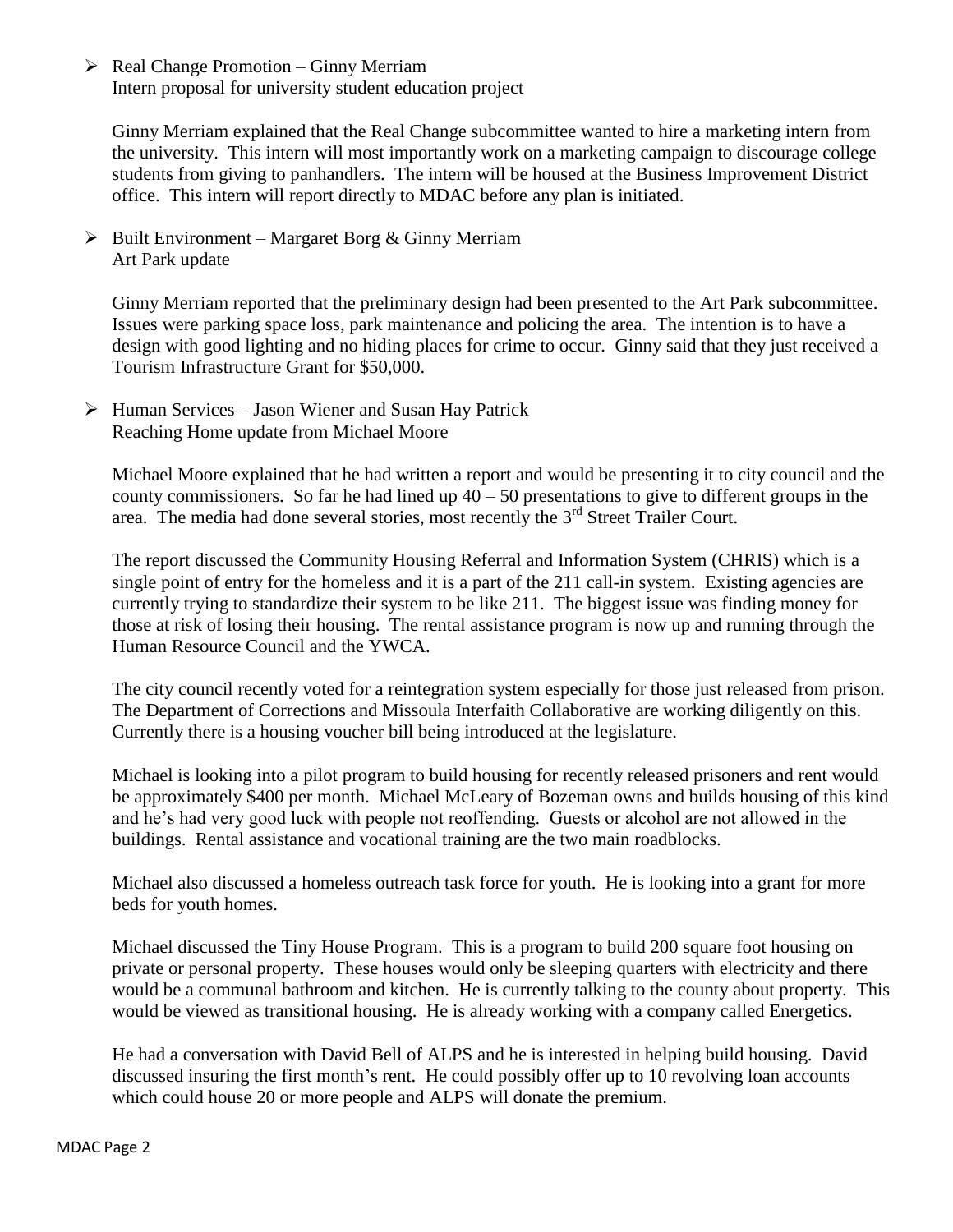- Real Change Promotion – Ginny Merriam
  Intern proposal for university student education project

  Ginny Merriam explained that the Real Change subcommittee wanted to hire a marketing intern from the university. This intern will most importantly work on a marketing campaign to discourage college students from giving to panhandlers. The intern will be housed at the Business Improvement District office. This intern will report directly to MDAC before any plan is initiated.

- Built Environment – Margaret Borg & Ginny Merriam
  Art Park update

  Ginny Merriam reported that the preliminary design had been presented to the Art Park subcommittee. Issues were parking space loss, park maintenance and policing the area. The intention is to have a design with good lighting and no hiding places for crime to occur. Ginny said that they just received a Tourism Infrastructure Grant for $50,000.

- Human Services – Jason Wiener and Susan Hay Patrick
  Reaching Home update from Michael Moore

  Michael Moore explained that he had written a report and would be presenting it to city council and the county commissioners. So far he had lined up 40 – 50 presentations to give to different groups in the area. The media had done several stories, most recently the 3rd Street Trailer Court.

  The report discussed the Community Housing Referral and Information System (CHRIS) which is a single point of entry for the homeless and it is a part of the 211 call-in system. Existing agencies are currently trying to standardize their system to be like 211. The biggest issue was finding money for those at risk of losing their housing. The rental assistance program is now up and running through the Human Resource Council and the YWCA.

  The city council recently voted for a reintegration system especially for those just released from prison. The Department of Corrections and Missoula Interfaith Collaborative are working diligently on this. Currently there is a housing voucher bill being introduced at the legislature.

  Michael is looking into a pilot program to build housing for recently released prisoners and rent would be approximately $400 per month. Michael McLeary of Bozeman owns and builds housing of this kind and he's had very good luck with people not reoffending. Guests or alcohol are not allowed in the buildings. Rental assistance and vocational training are the two main roadblocks.

  Michael also discussed a homeless outreach task force for youth. He is looking into a grant for more beds for youth homes.

  Michael discussed the Tiny House Program. This is a program to build 200 square foot housing on private or personal property. These houses would only be sleeping quarters with electricity and there would be a communal bathroom and kitchen. He is currently talking to the county about property. This would be viewed as transitional housing. He is already working with a company called Energetics.

  He had a conversation with David Bell of ALPS and he is interested in helping build housing. David discussed insuring the first month's rent. He could possibly offer up to 10 revolving loan accounts which could house 20 or more people and ALPS will donate the premium.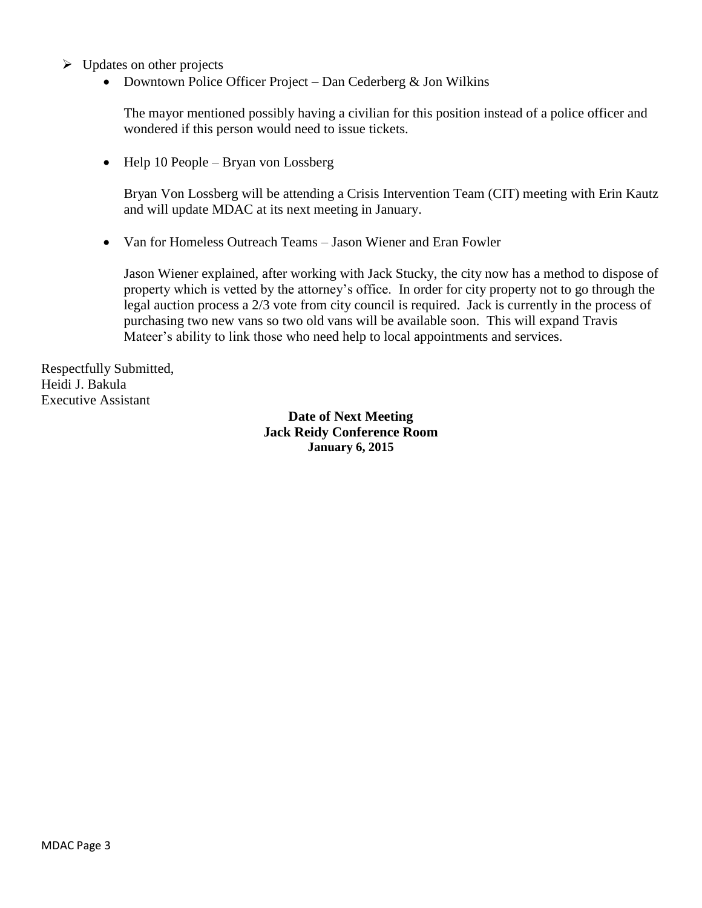- Updates on other projects
  - Downtown Police Officer Project – Dan Cederberg & Jon Wilkins

    The mayor mentioned possibly having a civilian for this position instead of a police officer and wondered if this person would need to issue tickets.

  - Help 10 People – Bryan von Lossberg

    Bryan Von Lossberg will be attending a Crisis Intervention Team (CIT) meeting with Erin Kautz and will update MDAC at its next meeting in January.

  - Van for Homeless Outreach Teams – Jason Wiener and Eran Fowler

    Jason Wiener explained, after working with Jack Stucky, the city now has a method to dispose of property which is vetted by the attorney's office. In order for city property not to go through the legal auction process a 2/3 vote from city council is required. Jack is currently in the process of purchasing two new vans so two old vans will be available soon. This will expand Travis Mateer's ability to link those who need help to local appointments and services.

Respectfully Submitted,
Heidi J. Bakula
Executive Assistant

**Date of Next Meeting**
**Jack Reidy Conference Room**
**January 6, 2015**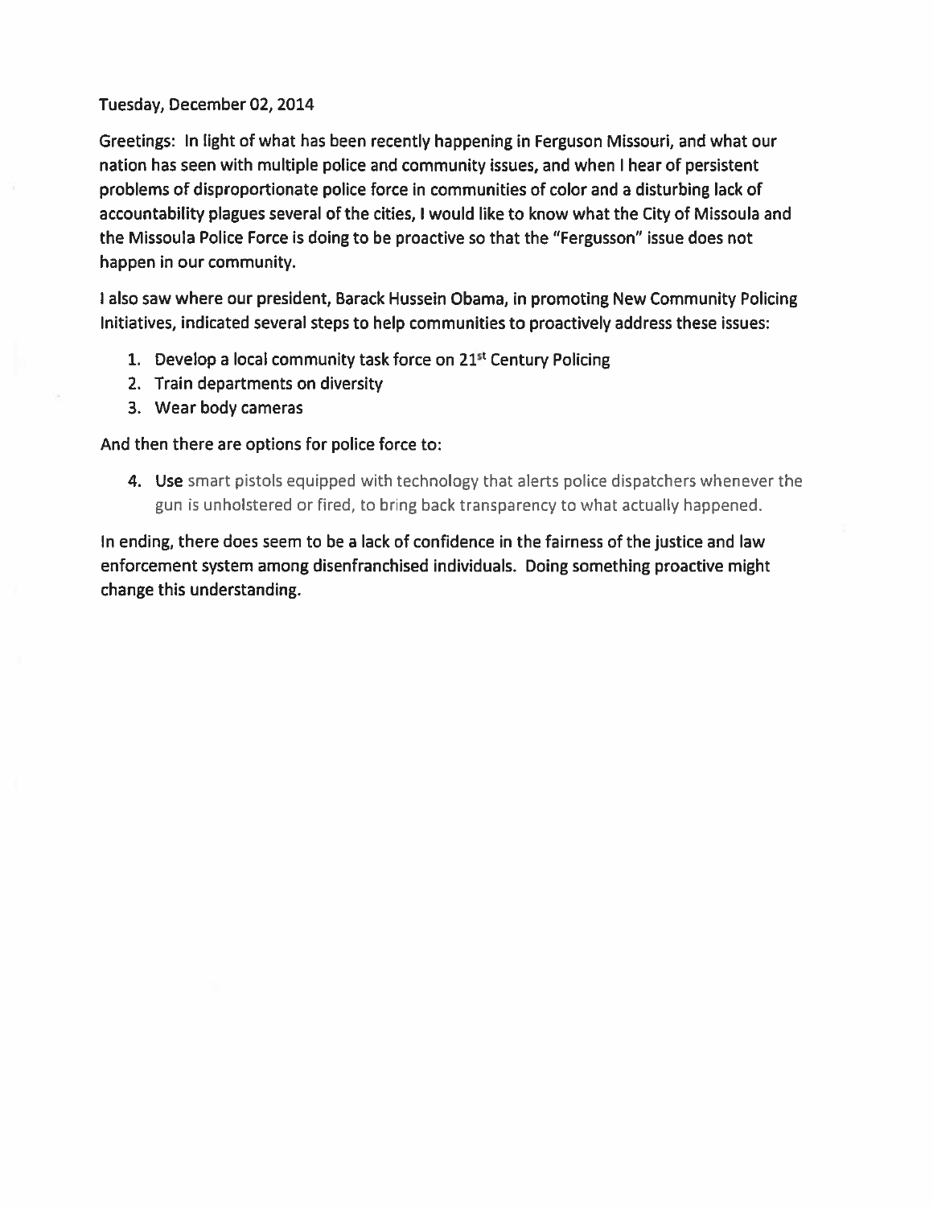Tuesday, December 02, 2014

Greetings: In light of what has been recently happening in Ferguson Missouri, and what our nation has seen with multiple police and community issues, and when I hear of persistent problems of disproportionate police force in communities of color and a disturbing lack of accountability plagues several of the cities, I would like to know what the City of Missoula and the Missoula Police Force is doing to be proactive so that the "Fergusson" issue does not happen in our community.

I also saw where our president, Barack Hussein Obama, in promoting New Community Policing Initiatives, indicated several steps to help communities to proactively address these issues:

1. Develop a local community task force on 21st Century Policing
2. Train departments on diversity
3. Wear body cameras

And then there are options for police force to:

4. Use smart pistols equipped with technology that alerts police dispatchers whenever the gun is unholstered or fired, to bring back transparency to what actually happened.

In ending, there does seem to be a lack of confidence in the fairness of the justice and law enforcement system among disenfranchised individuals. Doing something proactive might change this understanding.